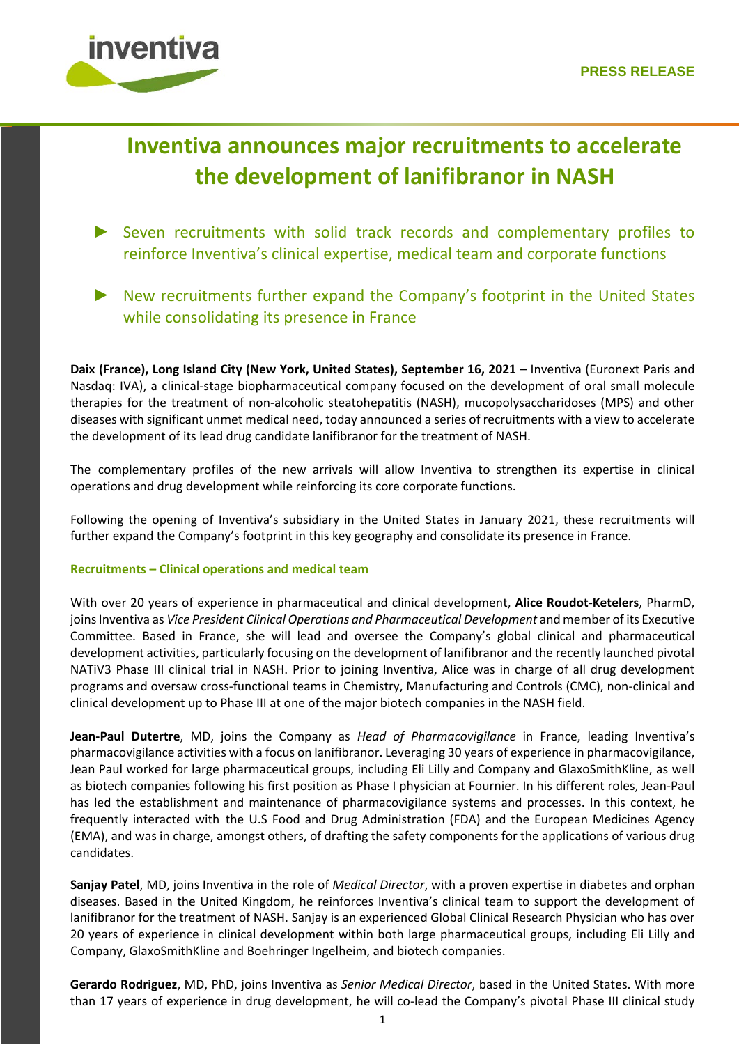PRESS RELEASE

# Inventiva announces major recruitments to accelerate the development of lanifibranor in NASH

- Seven recruitments with solid track records and complementary profiles to reinforce Inventiva's clinical expertise, medical team and corporate functions
- New recruitments further expand the Company's footprint in the United States while consolidating its presence in France

**Daix (France), Long Island City (New York, United States), September 16, 2021** – Inventiva (Euronext Paris and Nasdaq: IVA), a clinical-stage biopharmaceutical company focused on the development of oral small molecule therapies for the treatment of non-alcoholic steatohepatitis (NASH), mucopolysaccharidoses (MPS) and other diseases with significant unmet medical need, today announced a series of recruitments with a view to accelerate the development of its lead drug candidate lanifibranor for the treatment of NASH.

The complementary profiles of the new arrivals will allow Inventiva to strengthen its expertise in clinical operations and drug development while reinforcing its core corporate functions.

Following the opening of Inventiva's subsidiary in the United States in January 2021, these recruitments will further expand the Company's footprint in this key geography and consolidate its presence in France.

### Recruitments – Clinical operations and medical team

With over 20 years of experience in pharmaceutical and clinical development, **Alice Roudot-Ketelers**, PharmD, joins Inventiva as *Vice President Clinical Operations and Pharmaceutical Development* and member of its Executive Committee. Based in France, she will lead and oversee the Company's global clinical and pharmaceutical development activities, particularly focusing on the development of lanifibranor and the recently launched pivotal NATiV3 Phase III clinical trial in NASH. Prior to joining Inventiva, Alice was in charge of all drug development programs and oversaw cross-functional teams in Chemistry, Manufacturing and Controls (CMC), non-clinical and clinical development up to Phase III at one of the major biotech companies in the NASH field.

**Jean-Paul Dutertre**, MD, joins the Company as *Head of Pharmacovigilance* in France, leading Inventiva's pharmacovigilance activities with a focus on lanifibranor. Leveraging 30 years of experience in pharmacovigilance, Jean Paul worked for large pharmaceutical groups, including Eli Lilly and Company and GlaxoSmithKline, as well as biotech companies following his first position as Phase I physician at Fournier. In his different roles, Jean-Paul has led the establishment and maintenance of pharmacovigilance systems and processes. In this context, he frequently interacted with the U.S Food and Drug Administration (FDA) and the European Medicines Agency (EMA), and was in charge, amongst others, of drafting the safety components for the applications of various drug candidates.

**Sanjay Patel**, MD, joins Inventiva in the role of *Medical Director*, with a proven expertise in diabetes and orphan diseases. Based in the United Kingdom, he reinforces Inventiva's clinical team to support the development of lanifibranor for the treatment of NASH. Sanjay is an experienced Global Clinical Research Physician who has over 20 years of experience in clinical development within both large pharmaceutical groups, including Eli Lilly and Company, GlaxoSmithKline and Boehringer Ingelheim, and biotech companies.

**Gerardo Rodriguez**, MD, PhD, joins Inventiva as *Senior Medical Director*, based in the United States. With more than 17 years of experience in drug development, he will co-lead the Company's pivotal Phase III clinical study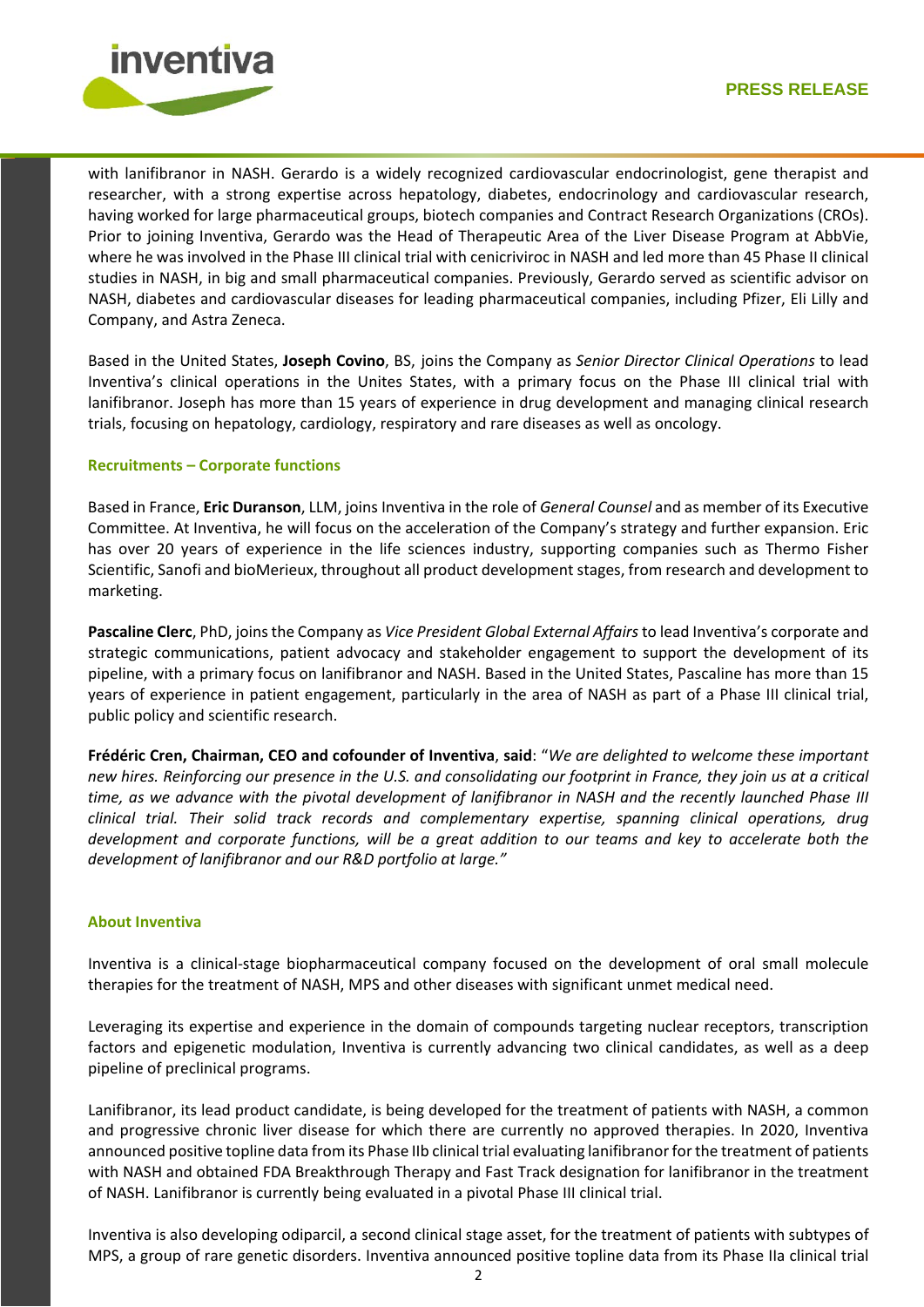with lanifibranor in NASH. Gerardo is a widely recognized cardiovascular endocrinologist, gene therapist and researcher, with a strong expertise across hepatology, diabetes, endocrinology and cardiovascular research, having worked for large pharmaceutical groups, biotech companies and Contract Research Organizations (CROs). Prior to joining Inventiva, Gerardo was the Head of Therapeutic Area of the Liver Disease Program at AbbVie, where he was involved in the Phase III clinical trial with cenicriviroc in NASH and led more than 45 Phase II clinical studies in NASH, in big and small pharmaceutical companies. Previously, Gerardo served as scientific advisor on NASH, diabetes and cardiovascular diseases for leading pharmaceutical companies, including Pfizer, Eli Lilly and Company, and Astra Zeneca.

Based in the United States, **Joseph Covino**, BS, joins the Company as *Senior Director Clinical Operations* to lead Inventiva's clinical operations in the Unites States, with a primary focus on the Phase III clinical trial with lanifibranor. Joseph has more than 15 years of experience in drug development and managing clinical research trials, focusing on hepatology, cardiology, respiratory and rare diseases as well as oncology.

**Recruitments – Corporate functions**

Based in France, **Eric Duranson**, LLM, joins Inventiva in the role of *General Counsel* and as member of its Executive Committee. At Inventiva, he will focus on the acceleration of the Company's strategy and further expansion. Eric has over 20 years of experience in the life sciences industry, supporting companies such as Thermo Fisher Scientific, Sanofi and bioMerieux, throughout all product development stages, from research and development to marketing.

**Pascaline Clerc**, PhD, joins the Company as *Vice President Global External Affairs* to lead Inventiva's corporate and strategic communications, patient advocacy and stakeholder engagement to support the development of its pipeline, with a primary focus on lanifibranor and NASH. Based in the United States, Pascaline has more than 15 years of experience in patient engagement, particularly in the area of NASH as part of a Phase III clinical trial, public policy and scientific research.

**Frédéric Cren, Chairman, CEO and cofounder of Inventiva**, **said**: "*We are delighted to welcome these important new hires. Reinforcing our presence in the U.S. and consolidating our footprint in France, they join us at a critical time, as we advance with the pivotal development of lanifibranor in NASH and the recently launched Phase III clinical trial. Their solid track records and complementary expertise, spanning clinical operations, drug development and corporate functions, will be a great addition to our teams and key to accelerate both the development of lanifibranor and our R&D portfolio at large.*"

**About Inventiva**

Inventiva is a clinical-stage biopharmaceutical company focused on the development of oral small molecule therapies for the treatment of NASH, MPS and other diseases with significant unmet medical need.

Leveraging its expertise and experience in the domain of compounds targeting nuclear receptors, transcription factors and epigenetic modulation, Inventiva is currently advancing two clinical candidates, as well as a deep pipeline of preclinical programs.

Lanifibranor, its lead product candidate, is being developed for the treatment of patients with NASH, a common and progressive chronic liver disease for which there are currently no approved therapies. In 2020, Inventiva announced positive topline data from its Phase IIb clinical trial evaluating lanifibranor for the treatment of patients with NASH and obtained FDA Breakthrough Therapy and Fast Track designation for lanifibranor in the treatment of NASH. Lanifibranor is currently being evaluated in a pivotal Phase III clinical trial.

Inventiva is also developing odiparcil, a second clinical stage asset, for the treatment of patients with subtypes of MPS, a group of rare genetic disorders. Inventiva announced positive topline data from its Phase IIa clinical trial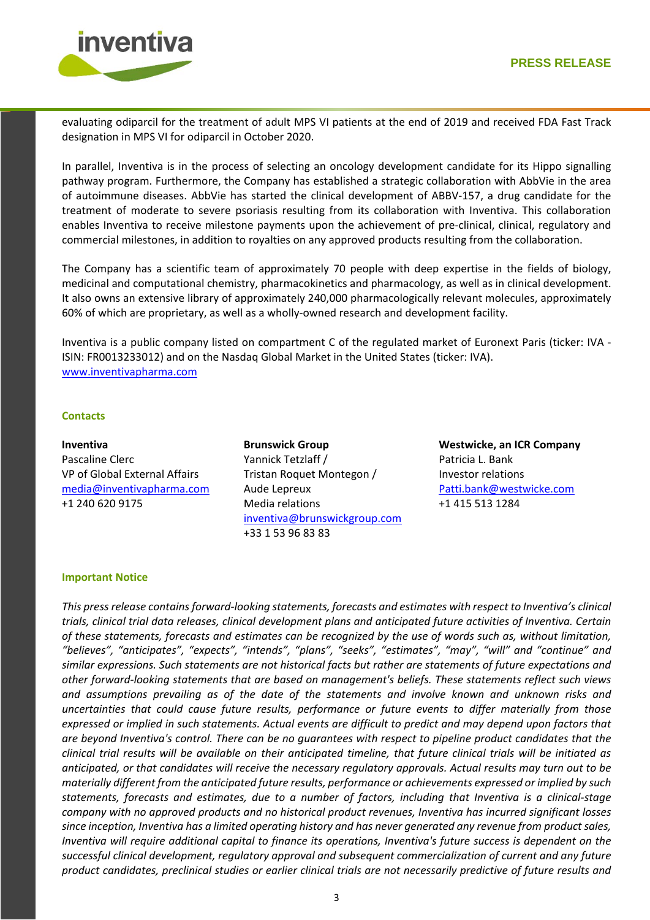evaluating odiparcil for the treatment of adult MPS VI patients at the end of 2019 and received FDA Fast Track designation in MPS VI for odiparcil in October 2020.

In parallel, Inventiva is in the process of selecting an oncology development candidate for its Hippo signalling pathway program. Furthermore, the Company has established a strategic collaboration with AbbVie in the area of autoimmune diseases. AbbVie has started the clinical development of ABBV-157, a drug candidate for the treatment of moderate to severe psoriasis resulting from its collaboration with Inventiva. This collaboration enables Inventiva to receive milestone payments upon the achievement of pre-clinical, clinical, regulatory and commercial milestones, in addition to royalties on any approved products resulting from the collaboration.

The Company has a scientific team of approximately 70 people with deep expertise in the fields of biology, medicinal and computational chemistry, pharmacokinetics and pharmacology, as well as in clinical development. It also owns an extensive library of approximately 240,000 pharmacologically relevant molecules, approximately 60% of which are proprietary, as well as a wholly-owned research and development facility.

Inventiva is a public company listed on compartment C of the regulated market of Euronext Paris (ticker: IVA - ISIN: FR0013233012) and on the Nasdaq Global Market in the United States (ticker: IVA).
[www.inventivapharma.com](http://www.inventivapharma.com)

## Contacts

**Inventiva**
Pascaline Clerc
VP of Global External Affairs
media@inventivapharma.com
+1 240 620 9175

**Brunswick Group**
Yannick Tetzlaff /
Tristan Roquet Montegon /
Aude Lepreux
Media relations
inventiva@brunswickgroup.com
+33 1 53 96 83 83

**Westwicke, an ICR Company**
Patricia L. Bank
Investor relations
Patti.bank@westwicke.com
+1 415 513 1284

## Important Notice

*This press release contains forward-looking statements, forecasts and estimates with respect to Inventiva's clinical trials, clinical trial data releases, clinical development plans and anticipated future activities of Inventiva. Certain of these statements, forecasts and estimates can be recognized by the use of words such as, without limitation, "believes", "anticipates", "expects", "intends", "plans", "seeks", "estimates", "may", "will" and "continue" and similar expressions. Such statements are not historical facts but rather are statements of future expectations and other forward-looking statements that are based on management's beliefs. These statements reflect such views and assumptions prevailing as of the date of the statements and involve known and unknown risks and uncertainties that could cause future results, performance or future events to differ materially from those expressed or implied in such statements. Actual events are difficult to predict and may depend upon factors that are beyond Inventiva's control. There can be no guarantees with respect to pipeline product candidates that the clinical trial results will be available on their anticipated timeline, that future clinical trials will be initiated as anticipated, or that candidates will receive the necessary regulatory approvals. Actual results may turn out to be materially different from the anticipated future results, performance or achievements expressed or implied by such statements, forecasts and estimates, due to a number of factors, including that Inventiva is a clinical-stage company with no approved products and no historical product revenues, Inventiva has incurred significant losses since inception, Inventiva has a limited operating history and has never generated any revenue from product sales, Inventiva will require additional capital to finance its operations, Inventiva's future success is dependent on the successful clinical development, regulatory approval and subsequent commercialization of current and any future product candidates, preclinical studies or earlier clinical trials are not necessarily predictive of future results and*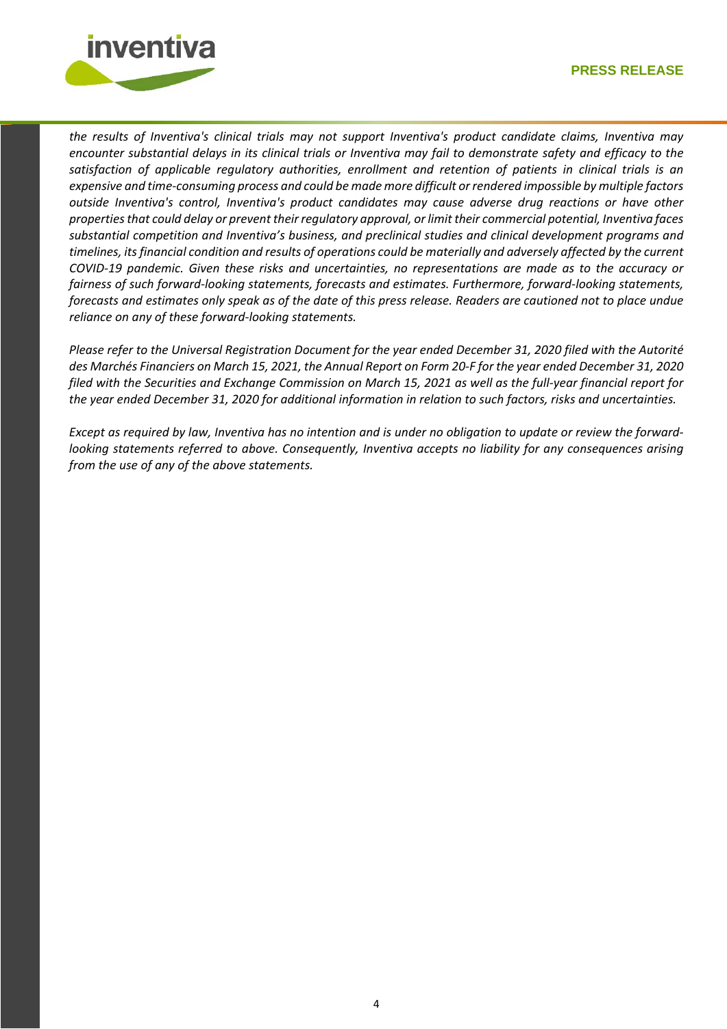*the results of Inventiva's clinical trials may not support Inventiva's product candidate claims, Inventiva may encounter substantial delays in its clinical trials or Inventiva may fail to demonstrate safety and efficacy to the satisfaction of applicable regulatory authorities, enrollment and retention of patients in clinical trials is an expensive and time-consuming process and could be made more difficult or rendered impossible by multiple factors outside Inventiva's control, Inventiva's product candidates may cause adverse drug reactions or have other properties that could delay or prevent their regulatory approval, or limit their commercial potential, Inventiva faces substantial competition and Inventiva's business, and preclinical studies and clinical development programs and timelines, its financial condition and results of operations could be materially and adversely affected by the current COVID-19 pandemic. Given these risks and uncertainties, no representations are made as to the accuracy or fairness of such forward-looking statements, forecasts and estimates. Furthermore, forward-looking statements, forecasts and estimates only speak as of the date of this press release. Readers are cautioned not to place undue reliance on any of these forward-looking statements.*

*Please refer to the Universal Registration Document for the year ended December 31, 2020 filed with the Autorité des Marchés Financiers on March 15, 2021, the Annual Report on Form 20-F for the year ended December 31, 2020 filed with the Securities and Exchange Commission on March 15, 2021 as well as the full-year financial report for the year ended December 31, 2020 for additional information in relation to such factors, risks and uncertainties.*

*Except as required by law, Inventiva has no intention and is under no obligation to update or review the forward-looking statements referred to above. Consequently, Inventiva accepts no liability for any consequences arising from the use of any of the above statements.*